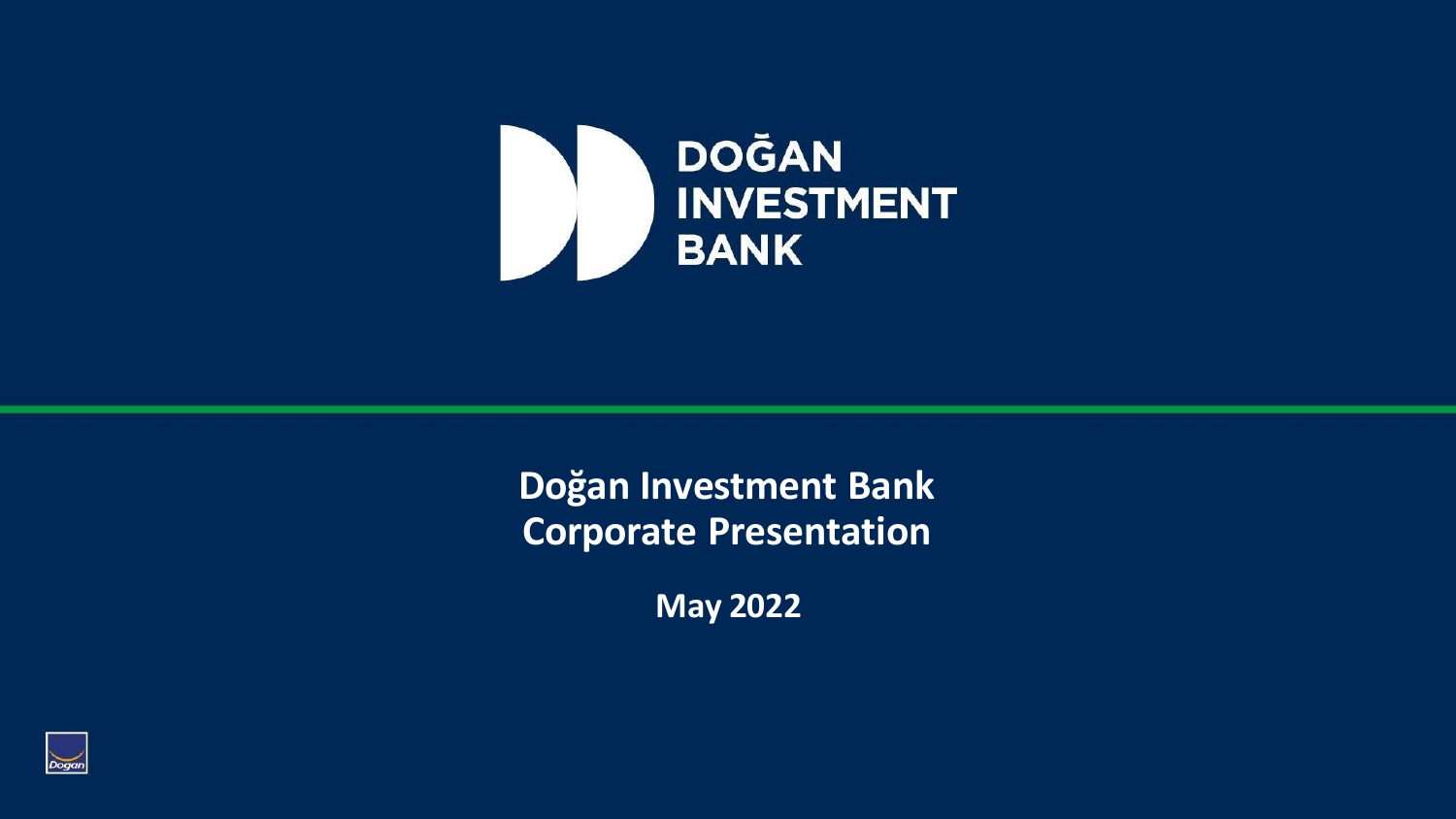DOĞAN INVESTMENT BANK

# Doğan Investment Bank Corporate Presentation

**May 2022**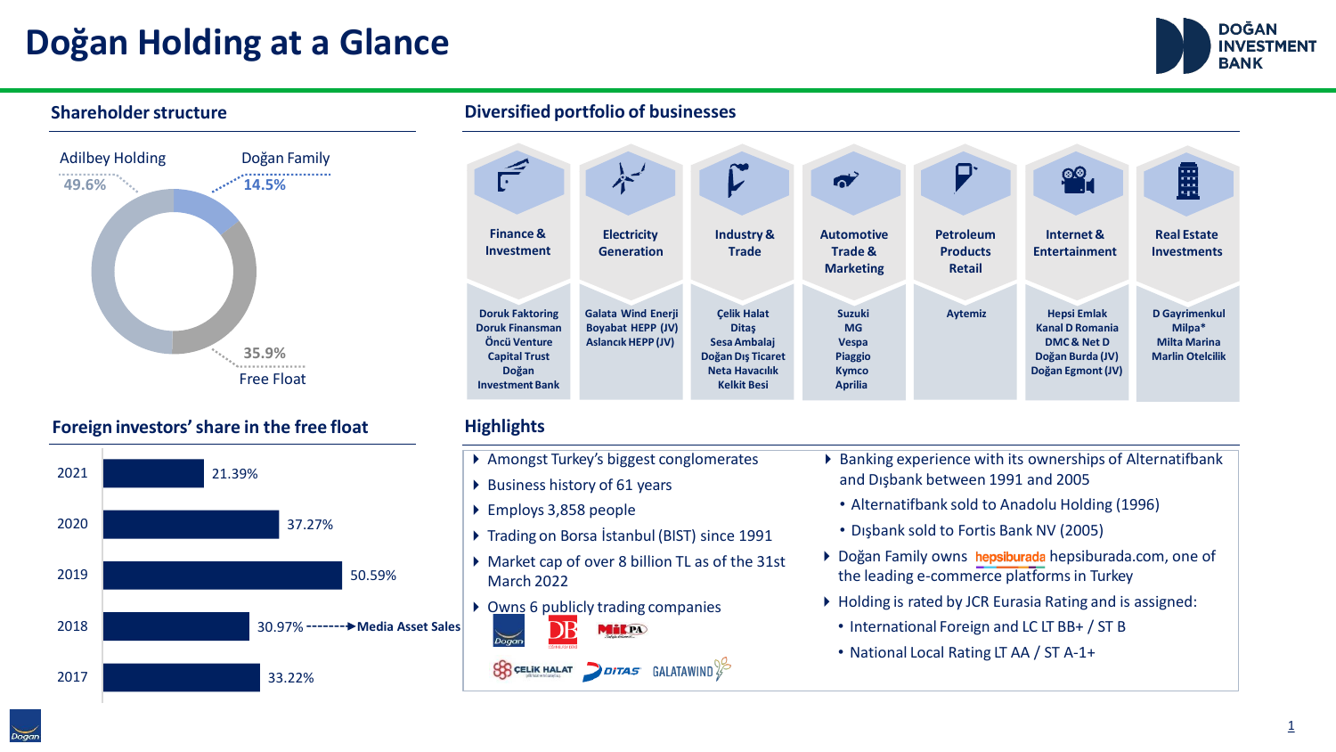# Doğan Holding at a Glance

## Shareholder structure

| Shareholder | Share |
|---|---|
| Adilbey Holding | 49.6% |
| Doğan Family | 14.5% |
| Free Float | 35.9% |

## Foreign investors' share in the free float

| Year | Share |
|---|---|
| 2021 | 21.39% |
| 2020 | 37.27% |
| 2019 | 50.59% |
| 2018 | 30.97% → Media Asset Sales |
| 2017 | 33.22% |

## Diversified portfolio of businesses

| Finance & Investment | Electricity Generation | Industry & Trade | Automotive Trade & Marketing | Petroleum Products Retail | Internet & Entertainment | Real Estate Investments |
|---|---|---|---|---|---|---|
| Doruk Faktoring<br>Doruk Finansman<br>Öncü Venture<br>Capital Trust<br>Doğan Investment Bank | Galata Wind Enerji<br>Boyabat HEPP (JV)<br>Aslancık HEPP (JV) | Çelik Halat<br>Ditaş<br>Sesa Ambalaj<br>Doğan Dış Ticaret<br>Neta Havacılık<br>Kelkit Besi | Suzuki<br>MG<br>Vespa<br>Piaggio<br>Kymco<br>Aprilia | Aytemiz | Hepsi Emlak<br>Kanal D Romania<br>DMC & Net D<br>Doğan Burda (JV)<br>Doğan Egmont (JV) | D Gayrimenkul<br>Milpa*<br>Milta Marina<br>Marlin Otelcilik |

## Highlights

- Amongst Turkey's biggest conglomerates
- Business history of 61 years
- Employs 3,858 people
- Trading on Borsa İstanbul (BIST) since 1991
- Market cap of over 8 billion TL as of the 31st March 2022
- Owns 6 publicly trading companies
- Banking experience with its ownerships of Alternatifbank and Dışbank between 1991 and 2005
  - Alternatifbank sold to Anadolu Holding (1996)
  - Dışbank sold to Fortis Bank NV (2005)
- Doğan Family owns hepsiburada hepsiburada.com, one of the leading e-commerce platforms in Turkey
- Holding is rated by JCR Eurasia Rating and is assigned:
  - International Foreign and LC LT BB+ / ST B
  - National Local Rating LT AA / ST A-1+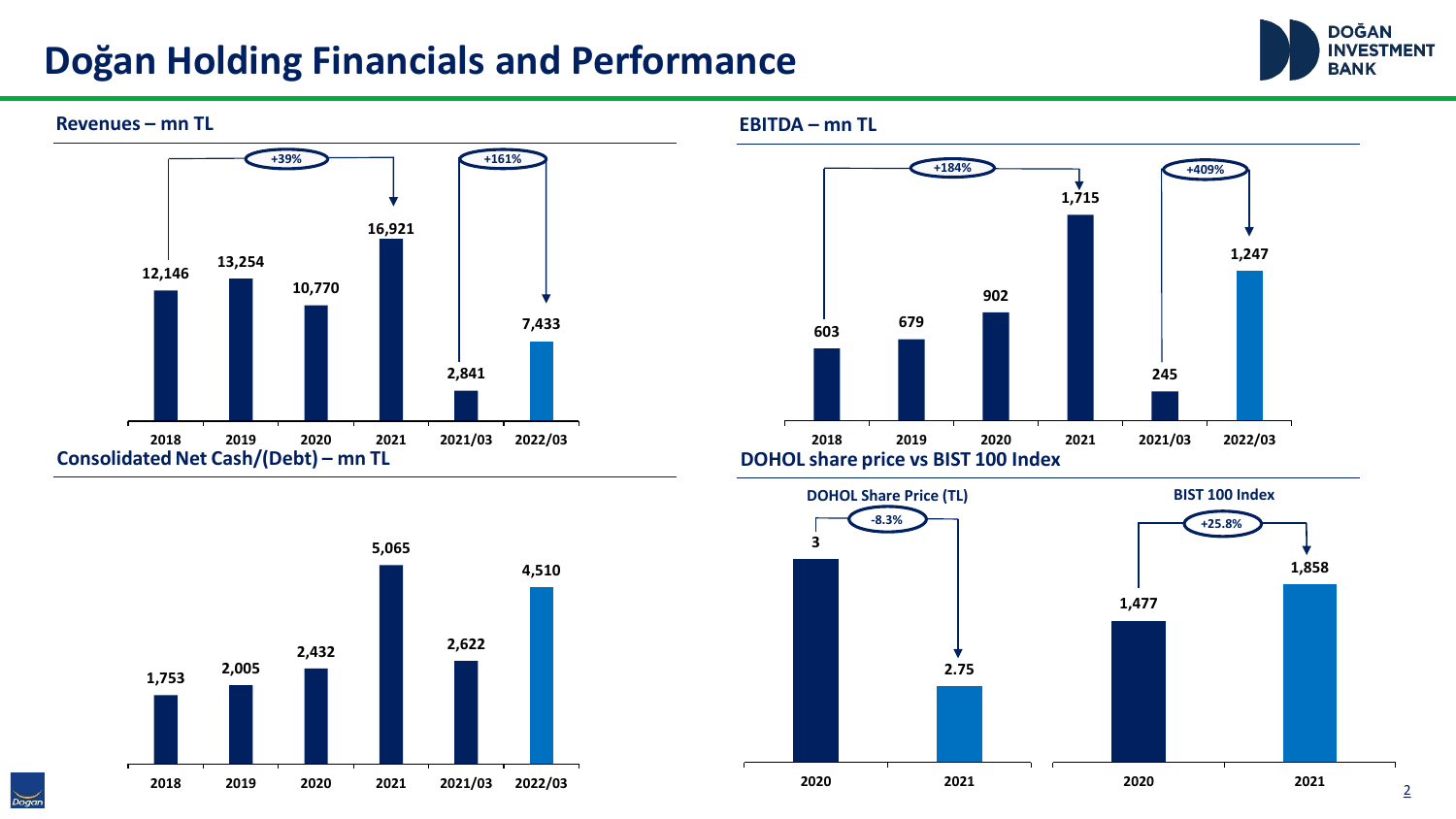# Doğan Holding Financials and Performance

DOĞAN INVESTMENT BANK

## Revenues – mn TL

| 2018 | 2019 | 2020 | 2021 | 2021/03 | 2022/03 |
|---|---|---|---|---|---|
| 12,146 | 13,254 | 10,770 | 16,921 | 2,841 | 7,433 |

+39% (2018 → 2021)

+161% (2021/03 → 2022/03)

## EBITDA – mn TL

| 2018 | 2019 | 2020 | 2021 | 2021/03 | 2022/03 |
|---|---|---|---|---|---|
| 603 | 679 | 902 | 1,715 | 245 | 1,247 |

+184% (2018 → 2021)

+409% (2021/03 → 2022/03)

## Consolidated Net Cash/(Debt) – mn TL

| 2018 | 2019 | 2020 | 2021 | 2021/03 | 2022/03 |
|---|---|---|---|---|---|
| 1,753 | 2,005 | 2,432 | 5,065 | 2,622 | 4,510 |

## DOHOL share price vs BIST 100 Index

**DOHOL Share Price (TL)**

| 2020 | 2021 |
|---|---|
| 3 | 2.75 |

-8.3%

**BIST 100 Index**

| 2020 | 2021 |
|---|---|
| 1,477 | 1,858 |

+25.8%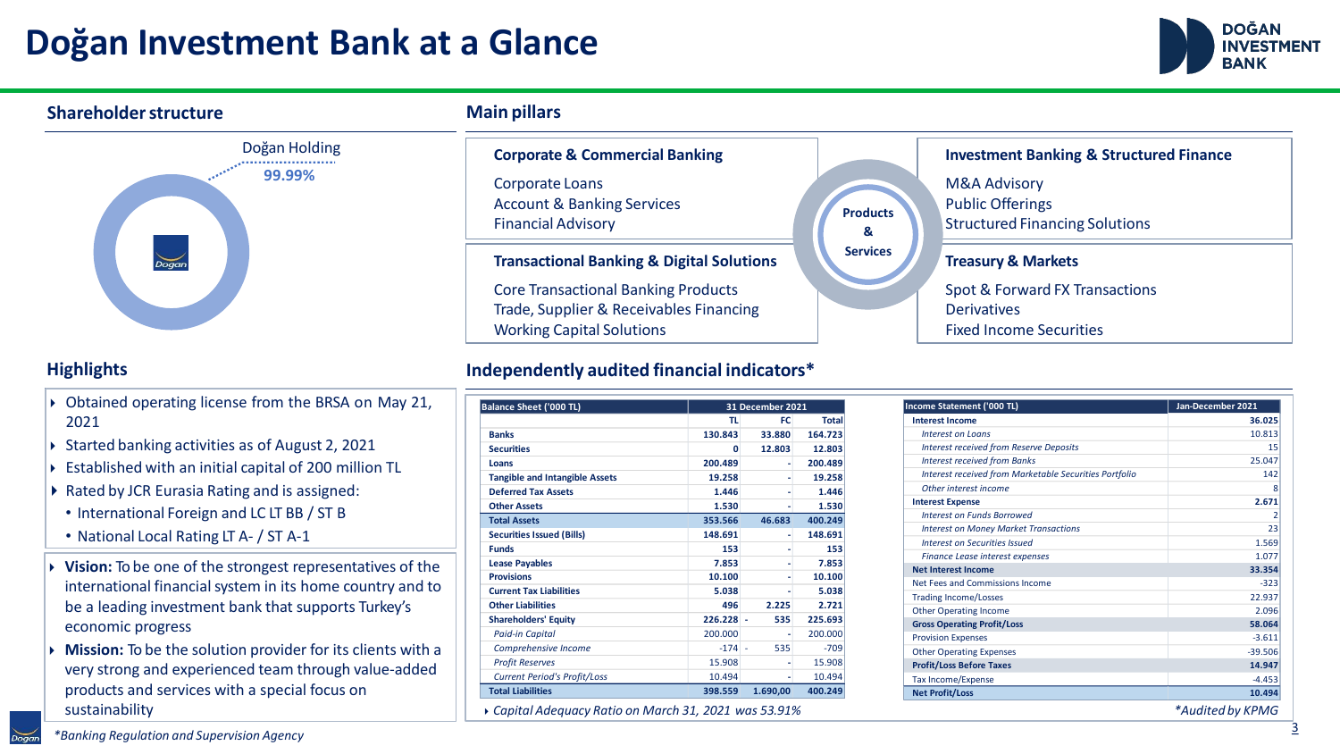# Doğan Investment Bank at a Glance

## Shareholder structure

Doğan Holding
99.99%

## Main pillars

**Products & Services**

### Corporate & Commercial Banking

- Corporate Loans
- Account & Banking Services
- Financial Advisory

### Transactional Banking & Digital Solutions

- Core Transactional Banking Products
- Trade, Supplier & Receivables Financing
- Working Capital Solutions

### Investment Banking & Structured Finance

- M&A Advisory
- Public Offerings
- Structured Financing Solutions

### Treasury & Markets

- Spot & Forward FX Transactions
- Derivatives
- Fixed Income Securities

## Highlights

- Obtained operating license from the BRSA on May 21, 2021
- Started banking activities as of August 2, 2021
- Established with an initial capital of 200 million TL
- Rated by JCR Eurasia Rating and is assigned:
  - International Foreign and LC LT BB / ST B
  - National Local Rating LT A- / ST A-1

- **Vision:** To be one of the strongest representatives of the international financial system in its home country and to be a leading investment bank that supports Turkey's economic progress
- **Mission:** To be the solution provider for its clients with a very strong and experienced team through value-added products and services with a special focus on sustainability

## Independently audited financial indicators*

| Balance Sheet ('000 TL) | 31 December 2021 | | |
|---|---|---|---|
| | TL | FC | Total |
| **Banks** | 130.843 | 33.880 | 164.723 |
| **Securities** | 0 | 12.803 | 12.803 |
| **Loans** | 200.489 | - | 200.489 |
| **Tangible and Intangible Assets** | 19.258 | - | 19.258 |
| **Deferred Tax Assets** | 1.446 | - | 1.446 |
| **Other Assets** | 1.530 | - | 1.530 |
| **Total Assets** | 353.566 | 46.683 | 400.249 |
| **Securities Issued (Bills)** | 148.691 | - | 148.691 |
| **Funds** | 153 | - | 153 |
| **Lease Payables** | 7.853 | - | 7.853 |
| **Provisions** | 10.100 | - | 10.100 |
| **Current Tax Liabilities** | 5.038 | - | 5.038 |
| **Other Liabilities** | 496 | 2.225 | 2.721 |
| **Shareholders' Equity** | 226.228 - | 535 | 225.693 |
| *Paid-in Capital* | 200.000 | - | 200.000 |
| *Comprehensive Income* | -174 - | 535 | -709 |
| *Profit Reserves* | 15.908 | - | 15.908 |
| *Current Period's Profit/Loss* | 10.494 | - | 10.494 |
| **Total Liabilities** | 398.559 | 1.690,00 | 400.249 |

- *Capital Adequacy Ratio on March 31, 2021 was 53.91%*

| Income Statement ('000 TL) | Jan-December 2021 |
|---|---|
| **Interest Income** | 36.025 |
| *Interest on Loans* | 10.813 |
| *Interest received from Reserve Deposits* | 15 |
| *Interest received from Banks* | 25.047 |
| *Interest received from Marketable Securities Portfolio* | 142 |
| *Other interest income* | 8 |
| **Interest Expense** | 2.671 |
| *Interest on Funds Borrowed* | 2 |
| *Interest on Money Market Transactions* | 23 |
| *Interest on Securities Issued* | 1.569 |
| *Finance Lease interest expenses* | 1.077 |
| **Net Interest Income** | 33.354 |
| Net Fees and Commissions Income | -323 |
| Trading Income/Losses | 22.937 |
| Other Operating Income | 2.096 |
| **Gross Operating Profit/Loss** | 58.064 |
| Provision Expenses | -3.611 |
| Other Operating Expenses | -39.506 |
| **Profit/Loss Before Taxes** | 14.947 |
| Tax Income/Expense | -4.453 |
| **Net Profit/Loss** | 10.494 |

*Audited by KPMG

*Banking Regulation and Supervision Agency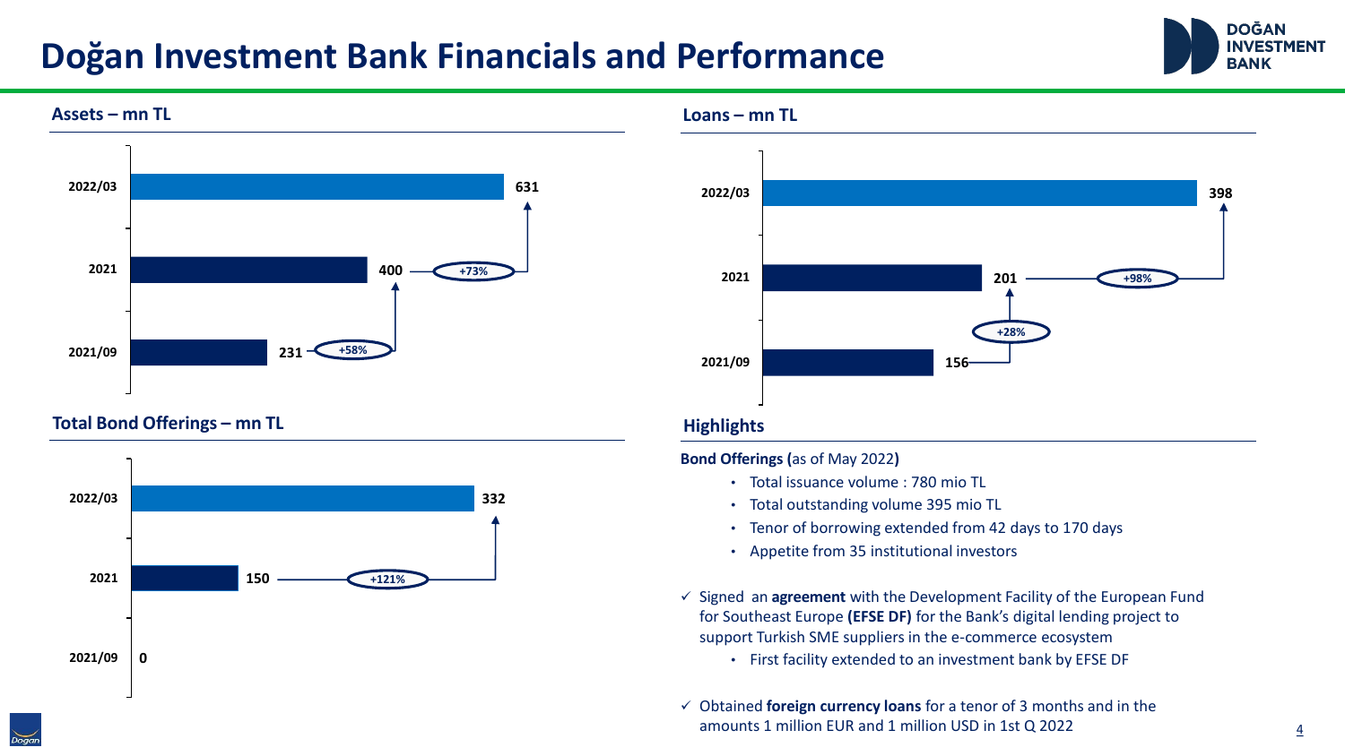# Doğan Investment Bank Financials and Performance

### Assets – mn TL

| Period | Value |
|---|---|
| 2022/03 | 631 |
| 2021 | 400 |
| 2021/09 | 231 |

+58% (2021/09 → 2021), +73% (2021 → 2022/03)

### Loans – mn TL

| Period | Value |
|---|---|
| 2022/03 | 398 |
| 2021 | 201 |
| 2021/09 | 156 |

+28% (2021/09 → 2021), +98% (2021 → 2022/03)

### Total Bond Offerings – mn TL

| Period | Value |
|---|---|
| 2022/03 | 332 |
| 2021 | 150 |
| 2021/09 | 0 |

+121% (2021 → 2022/03)

### Highlights

**Bond Offerings (**as of May 2022**)**

- Total issuance volume : 780 mio TL
- Total outstanding volume 395 mio TL
- Tenor of borrowing extended from 42 days to 170 days
- Appetite from 35 institutional investors

✓ Signed an **agreement** with the Development Facility of the European Fund for Southeast Europe **(EFSE DF)** for the Bank's digital lending project to support Turkish SME suppliers in the e-commerce ecosystem

- First facility extended to an investment bank by EFSE DF

✓ Obtained **foreign currency loans** for a tenor of 3 months and in the amounts 1 million EUR and 1 million USD in 1st Q 2022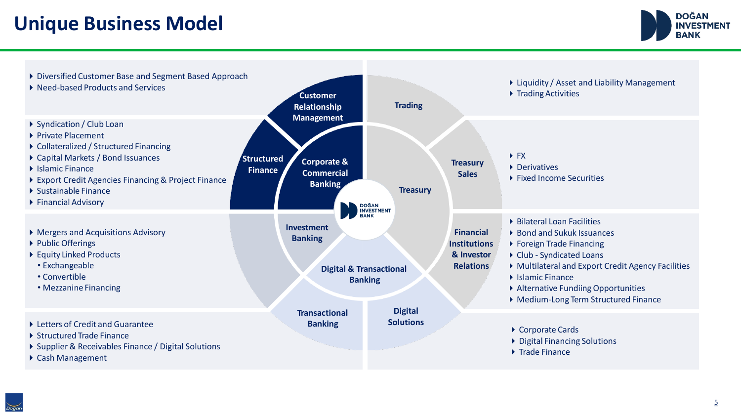# Unique Business Model

## Corporate & Commercial Banking

### Customer Relationship Management

- Diversified Customer Base and Segment Based Approach
- Need-based Products and Services

### Structured Finance

- Syndication / Club Loan
- Private Placement
- Collateralized / Structured Financing
- Capital Markets / Bond Issuances
- Islamic Finance
- Export Credit Agencies Financing & Project Finance
- Sustainable Finance
- Financial Advisory

## Investment Banking

- Mergers and Acquisitions Advisory
- Public Offerings
- Equity Linked Products
  - Exchangeable
  - Convertible
  - Mezzanine Financing

## Digital & Transactional Banking

### Transactional Banking

- Letters of Credit and Guarantee
- Structured Trade Finance
- Supplier & Receivables Finance / Digital Solutions
- Cash Management

### Digital Solutions

- Corporate Cards
- Digital Financing Solutions
- Trade Finance

## Treasury

### Trading

- Liquidity / Asset and Liability Management
- Trading Activities

### Treasury Sales

- FX
- Derivatives
- Fixed Income Securities

### Financial Institutions & Investor Relations

- Bilateral Loan Facilities
- Bond and Sukuk Issuances
- Foreign Trade Financing
- Club - Syndicated Loans
- Multilateral and Export Credit Agency Facilities
- Islamic Finance
- Alternative Fundiing Opportunities
- Medium-Long Term Structured Finance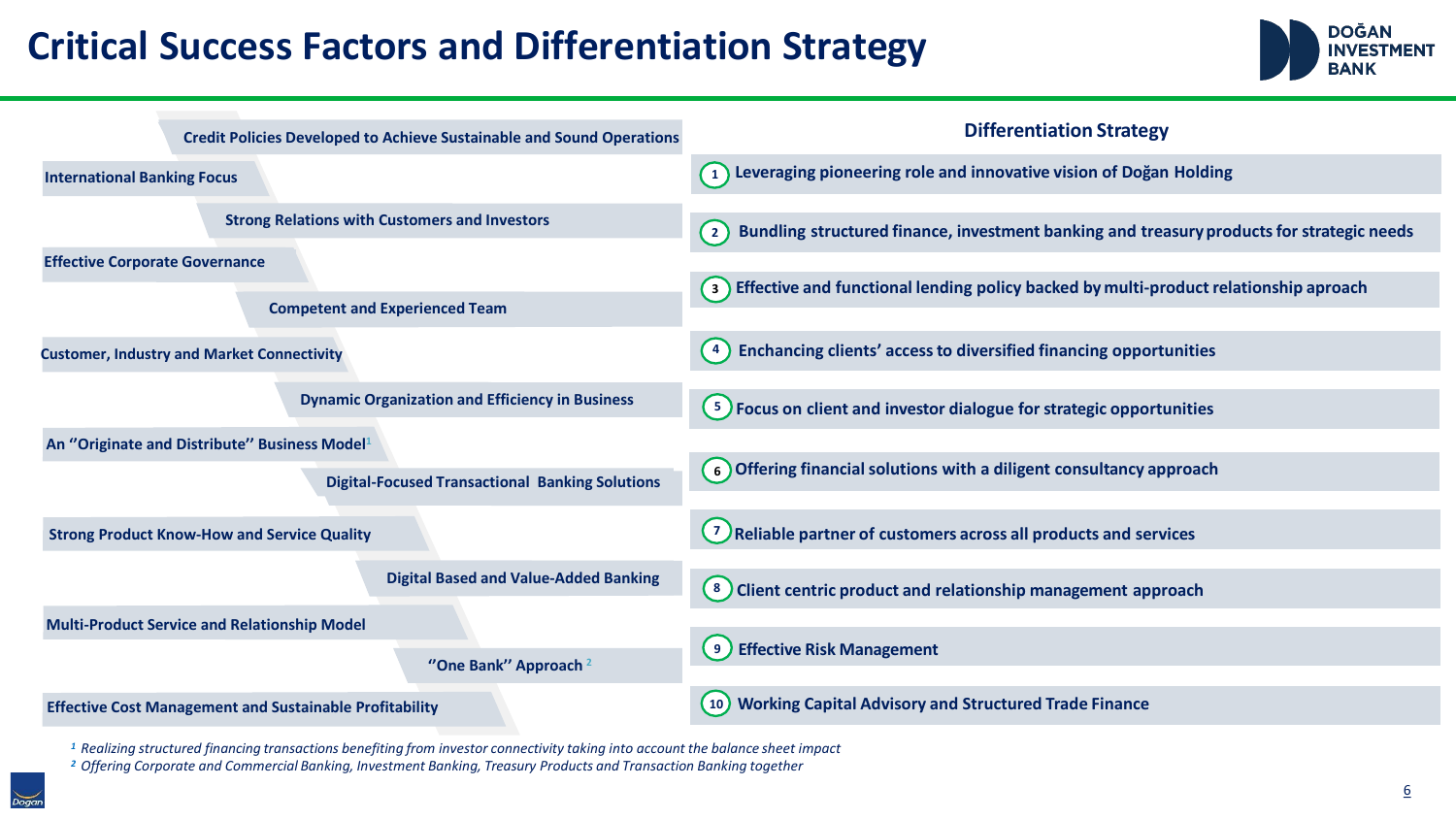# Critical Success Factors and Differentiation Strategy

- Credit Policies Developed to Achieve Sustainable and Sound Operations
- International Banking Focus
- Strong Relations with Customers and Investors
- Effective Corporate Governance
- Competent and Experienced Team
- Customer, Industry and Market Connectivity
- Dynamic Organization and Efficiency in Business
- An ''Originate and Distribute'' Business Model[1]
- Digital-Focused Transactional Banking Solutions
- Strong Product Know-How and Service Quality
- Digital Based and Value-Added Banking
- Multi-Product Service and Relationship Model
- ''One Bank'' Approach [2]
- Effective Cost Management and Sustainable Profitability

## Differentiation Strategy

1. Leveraging pioneering role and innovative vision of Doğan Holding
2. Bundling structured finance, investment banking and treasury products for strategic needs
3. Effective and functional lending policy backed by multi-product relationship aproach
4. Enchancing clients' access to diversified financing opportunities
5. Focus on client and investor dialogue for strategic opportunities
6. Offering financial solutions with a diligent consultancy approach
7. Reliable partner of customers across all products and services
8. Client centric product and relationship management approach
9. Effective Risk Management
10. Working Capital Advisory and Structured Trade Finance

*[1] Realizing structured financing transactions benefiting from investor connectivity taking into account the balance sheet impact*

*[2] Offering Corporate and Commercial Banking, Investment Banking, Treasury Products and Transaction Banking together*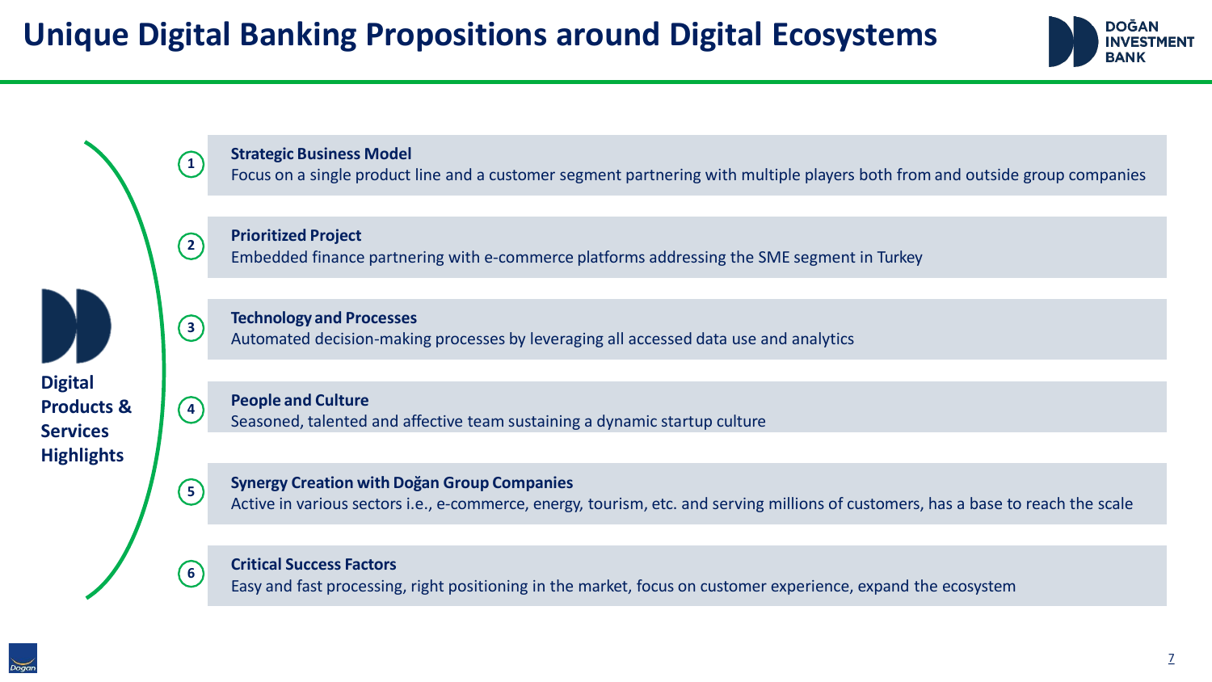# Unique Digital Banking Propositions around Digital Ecosystems

**Digital Products & Services Highlights**

1. **Strategic Business Model**
   Focus on a single product line and a customer segment partnering with multiple players both from and outside group companies

2. **Prioritized Project**
   Embedded finance partnering with e-commerce platforms addressing the SME segment in Turkey

3. **Technology and Processes**
   Automated decision-making processes by leveraging all accessed data use and analytics

4. **People and Culture**
   Seasoned, talented and affective team sustaining a dynamic startup culture

5. **Synergy Creation with Doğan Group Companies**
   Active in various sectors i.e., e-commerce, energy, tourism, etc. and serving millions of customers, has a base to reach the scale

6. **Critical Success Factors**
   Easy and fast processing, right positioning in the market, focus on customer experience, expand the ecosystem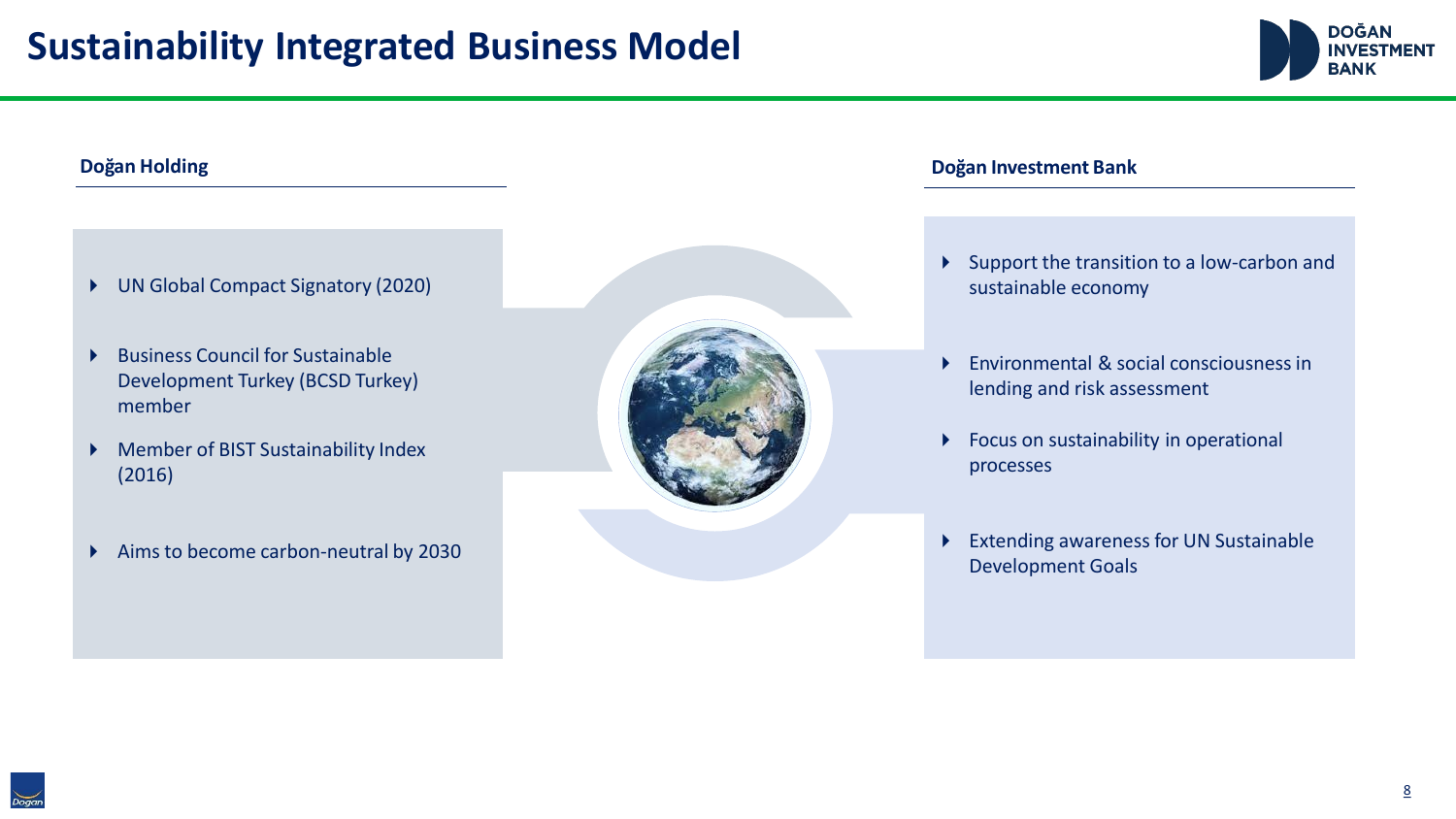# Sustainability Integrated Business Model

### Doğan Holding

- UN Global Compact Signatory (2020)
- Business Council for Sustainable Development Turkey (BCSD Turkey) member
- Member of BIST Sustainability Index (2016)
- Aims to become carbon-neutral by 2030

### Doğan Investment Bank

- Support the transition to a low-carbon and sustainable economy
- Environmental & social consciousness in lending and risk assessment
- Focus on sustainability in operational processes
- Extending awareness for UN Sustainable Development Goals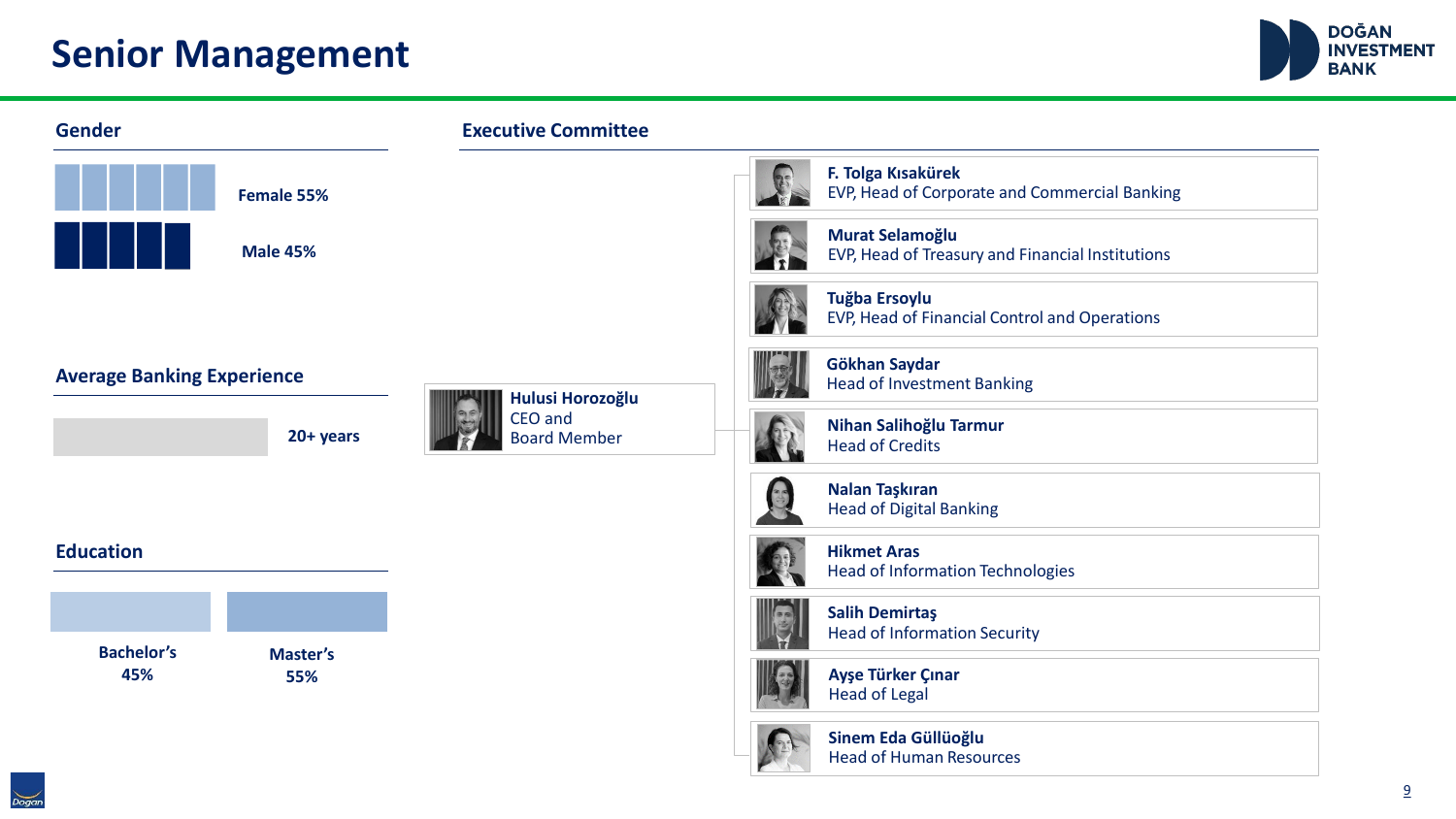# Senior Management

DOĞAN INVESTMENT BANK

## Gender

Female 55%

Male 45%

## Average Banking Experience

20+ years

## Education

| Bachelor's | Master's |
|---|---|
| 45% | 55% |

## Executive Committee

**Hulusi Horozoğlu**
CEO and Board Member

- **F. Tolga Kısakürek** – EVP, Head of Corporate and Commercial Banking
- **Murat Selamoğlu** – EVP, Head of Treasury and Financial Institutions
- **Tuğba Ersoylu** – EVP, Head of Financial Control and Operations
- **Gökhan Saydar** – Head of Investment Banking
- **Nihan Salihoğlu Tarmur** – Head of Credits
- **Nalan Taşkıran** – Head of Digital Banking
- **Hikmet Aras** – Head of Information Technologies
- **Salih Demirtaş** – Head of Information Security
- **Ayşe Türker Çınar** – Head of Legal
- **Sinem Eda Güllüoğlu** – Head of Human Resources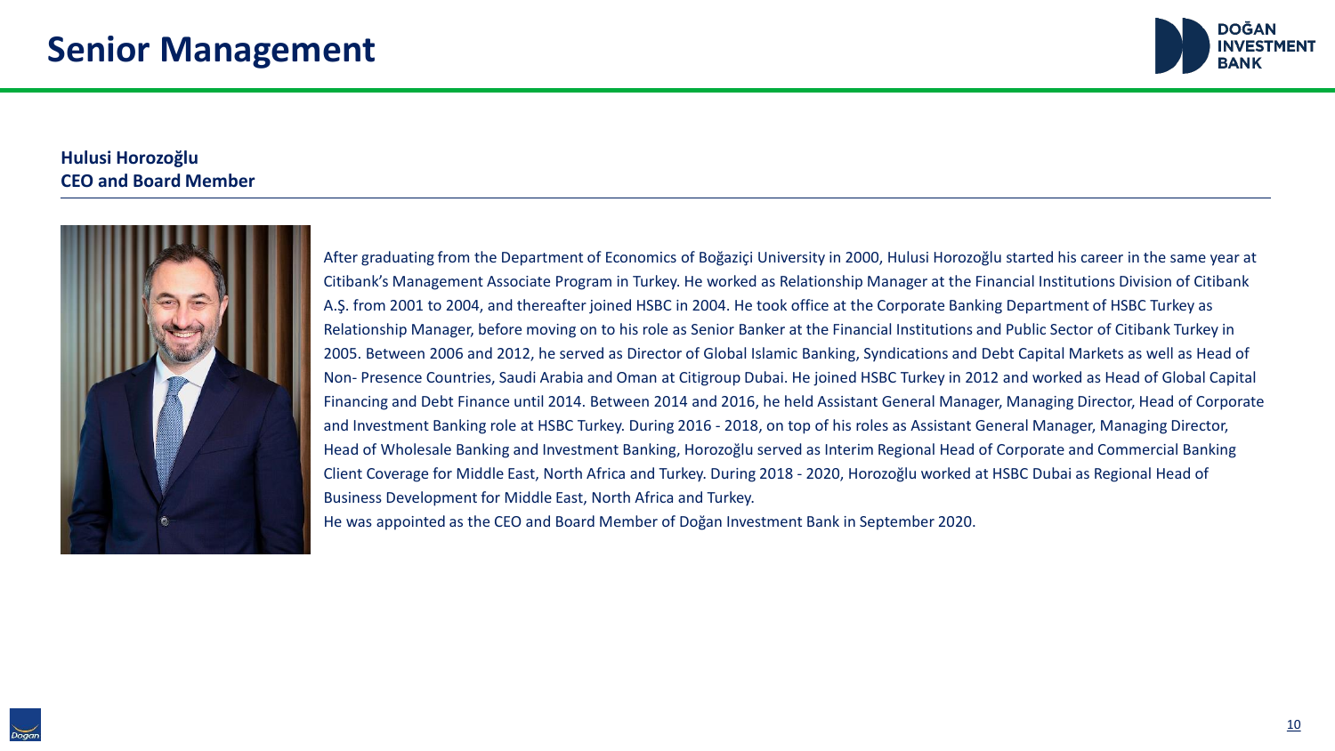# Senior Management

**Hulusi Horozoğlu**
**CEO and Board Member**

After graduating from the Department of Economics of Boğaziçi University in 2000, Hulusi Horozoğlu started his career in the same year at Citibank's Management Associate Program in Turkey. He worked as Relationship Manager at the Financial Institutions Division of Citibank A.Ş. from 2001 to 2004, and thereafter joined HSBC in 2004. He took office at the Corporate Banking Department of HSBC Turkey as Relationship Manager, before moving on to his role as Senior Banker at the Financial Institutions and Public Sector of Citibank Turkey in 2005. Between 2006 and 2012, he served as Director of Global Islamic Banking, Syndications and Debt Capital Markets as well as Head of Non- Presence Countries, Saudi Arabia and Oman at Citigroup Dubai. He joined HSBC Turkey in 2012 and worked as Head of Global Capital Financing and Debt Finance until 2014. Between 2014 and 2016, he held Assistant General Manager, Managing Director, Head of Corporate and Investment Banking role at HSBC Turkey. During 2016 - 2018, on top of his roles as Assistant General Manager, Managing Director, Head of Wholesale Banking and Investment Banking, Horozoğlu served as Interim Regional Head of Corporate and Commercial Banking Client Coverage for Middle East, North Africa and Turkey. During 2018 - 2020, Horozoğlu worked at HSBC Dubai as Regional Head of Business Development for Middle East, North Africa and Turkey.

He was appointed as the CEO and Board Member of Doğan Investment Bank in September 2020.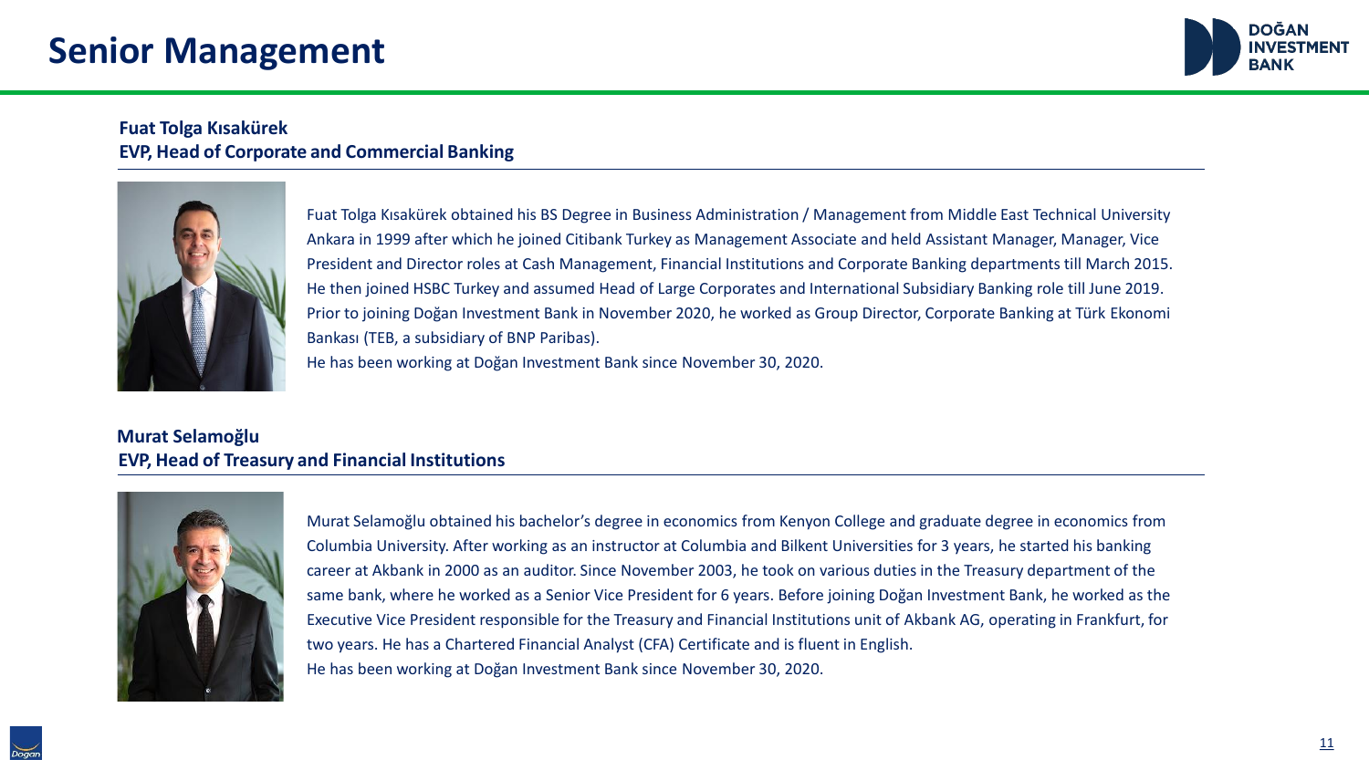# Senior Management

**Fuat Tolga Kısakürek**
**EVP, Head of Corporate and Commercial Banking**

Fuat Tolga Kısakürek obtained his BS Degree in Business Administration / Management from Middle East Technical University Ankara in 1999 after which he joined Citibank Turkey as Management Associate and held Assistant Manager, Manager, Vice President and Director roles at Cash Management, Financial Institutions and Corporate Banking departments till March 2015. He then joined HSBC Turkey and assumed Head of Large Corporates and International Subsidiary Banking role till June 2019. Prior to joining Doğan Investment Bank in November 2020, he worked as Group Director, Corporate Banking at Türk Ekonomi Bankası (TEB, a subsidiary of BNP Paribas).
He has been working at Doğan Investment Bank since November 30, 2020.

**Murat Selamoğlu**
**EVP, Head of Treasury and Financial Institutions**

Murat Selamoğlu obtained his bachelor's degree in economics from Kenyon College and graduate degree in economics from Columbia University. After working as an instructor at Columbia and Bilkent Universities for 3 years, he started his banking career at Akbank in 2000 as an auditor. Since November 2003, he took on various duties in the Treasury department of the same bank, where he worked as a Senior Vice President for 6 years. Before joining Doğan Investment Bank, he worked as the Executive Vice President responsible for the Treasury and Financial Institutions unit of Akbank AG, operating in Frankfurt, for two years. He has a Chartered Financial Analyst (CFA) Certificate and is fluent in English.
He has been working at Doğan Investment Bank since November 30, 2020.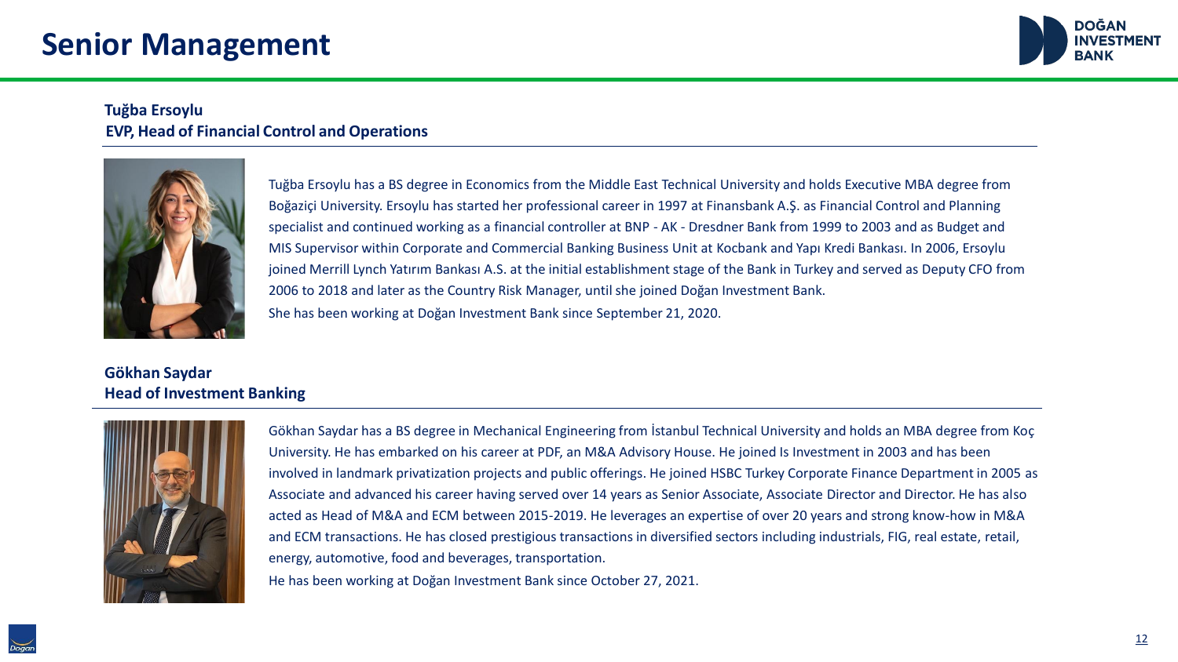# Senior Management

**Tuğba Ersoylu**
**EVP, Head of Financial Control and Operations**

Tuğba Ersoylu has a BS degree in Economics from the Middle East Technical University and holds Executive MBA degree from Boğaziçi University. Ersoylu has started her professional career in 1997 at Finansbank A.Ş. as Financial Control and Planning specialist and continued working as a financial controller at BNP - AK - Dresdner Bank from 1999 to 2003 and as Budget and MIS Supervisor within Corporate and Commercial Banking Business Unit at Kocbank and Yapı Kredi Bankası. In 2006, Ersoylu joined Merrill Lynch Yatırım Bankası A.S. at the initial establishment stage of the Bank in Turkey and served as Deputy CFO from 2006 to 2018 and later as the Country Risk Manager, until she joined Doğan Investment Bank.

She has been working at Doğan Investment Bank since September 21, 2020.

**Gökhan Saydar**
**Head of Investment Banking**

Gökhan Saydar has a BS degree in Mechanical Engineering from İstanbul Technical University and holds an MBA degree from Koç University. He has embarked on his career at PDF, an M&A Advisory House. He joined Is Investment in 2003 and has been involved in landmark privatization projects and public offerings. He joined HSBC Turkey Corporate Finance Department in 2005 as Associate and advanced his career having served over 14 years as Senior Associate, Associate Director and Director. He has also acted as Head of M&A and ECM between 2015-2019. He leverages an expertise of over 20 years and strong know-how in M&A and ECM transactions. He has closed prestigious transactions in diversified sectors including industrials, FIG, real estate, retail, energy, automotive, food and beverages, transportation.

He has been working at Doğan Investment Bank since October 27, 2021.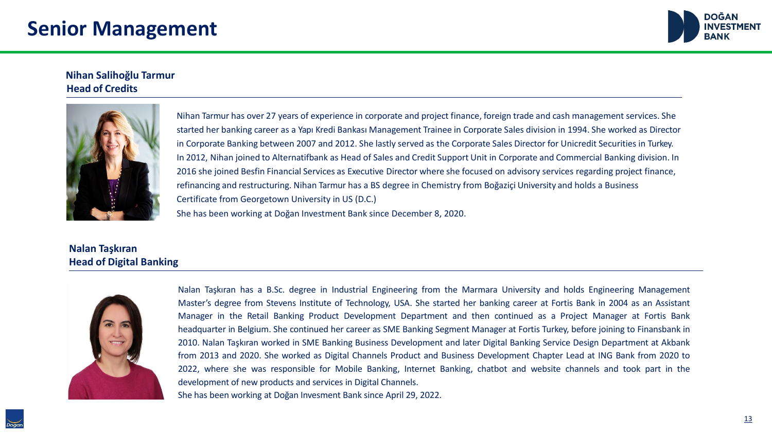# Senior Management

**Nihan Salihoğlu Tarmur**
**Head of Credits**

Nihan Tarmur has over 27 years of experience in corporate and project finance, foreign trade and cash management services. She started her banking career as a Yapı Kredi Bankası Management Trainee in Corporate Sales division in 1994. She worked as Director in Corporate Banking between 2007 and 2012. She lastly served as the Corporate Sales Director for Unicredit Securities in Turkey. In 2012, Nihan joined to Alternatifbank as Head of Sales and Credit Support Unit in Corporate and Commercial Banking division. In 2016 she joined Besfin Financial Services as Executive Director where she focused on advisory services regarding project finance, refinancing and restructuring. Nihan Tarmur has a BS degree in Chemistry from Boğaziçi University and holds a Business Certificate from Georgetown University in US (D.C.)
She has been working at Doğan Investment Bank since December 8, 2020.

**Nalan Taşkıran**
**Head of Digital Banking**

Nalan Taşkıran has a B.Sc. degree in Industrial Engineering from the Marmara University and holds Engineering Management Master's degree from Stevens Institute of Technology, USA. She started her banking career at Fortis Bank in 2004 as an Assistant Manager in the Retail Banking Product Development Department and then continued as a Project Manager at Fortis Bank headquarter in Belgium. She continued her career as SME Banking Segment Manager at Fortis Turkey, before joining to Finansbank in 2010. Nalan Taşkıran worked in SME Banking Business Development and later Digital Banking Service Design Department at Akbank from 2013 and 2020. She worked as Digital Channels Product and Business Development Chapter Lead at ING Bank from 2020 to 2022, where she was responsible for Mobile Banking, Internet Banking, chatbot and website channels and took part in the development of new products and services in Digital Channels.
She has been working at Doğan Invesment Bank since April 29, 2022.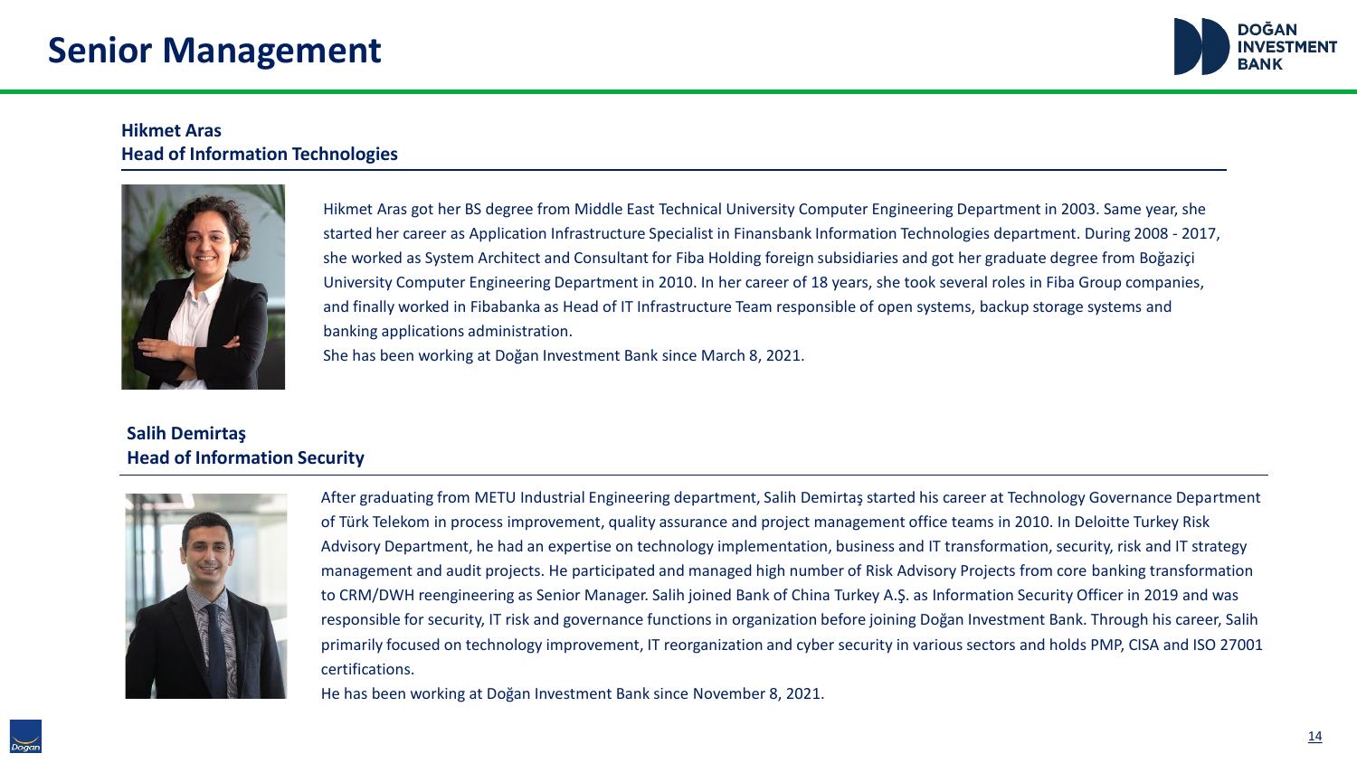# Senior Management

**Hikmet Aras**
**Head of Information Technologies**

Hikmet Aras got her BS degree from Middle East Technical University Computer Engineering Department in 2003. Same year, she started her career as Application Infrastructure Specialist in Finansbank Information Technologies department. During 2008 - 2017, she worked as System Architect and Consultant for Fiba Holding foreign subsidiaries and got her graduate degree from Boğaziçi University Computer Engineering Department in 2010. In her career of 18 years, she took several roles in Fiba Group companies, and finally worked in Fibabanka as Head of IT Infrastructure Team responsible of open systems, backup storage systems and banking applications administration.

She has been working at Doğan Investment Bank since March 8, 2021.

**Salih Demirtaş**
**Head of Information Security**

After graduating from METU Industrial Engineering department, Salih Demirtaş started his career at Technology Governance Department of Türk Telekom in process improvement, quality assurance and project management office teams in 2010. In Deloitte Turkey Risk Advisory Department, he had an expertise on technology implementation, business and IT transformation, security, risk and IT strategy management and audit projects. He participated and managed high number of Risk Advisory Projects from core banking transformation to CRM/DWH reengineering as Senior Manager. Salih joined Bank of China Turkey A.Ş. as Information Security Officer in 2019 and was responsible for security, IT risk and governance functions in organization before joining Doğan Investment Bank. Through his career, Salih primarily focused on technology improvement, IT reorganization and cyber security in various sectors and holds PMP, CISA and ISO 27001 certifications.

He has been working at Doğan Investment Bank since November 8, 2021.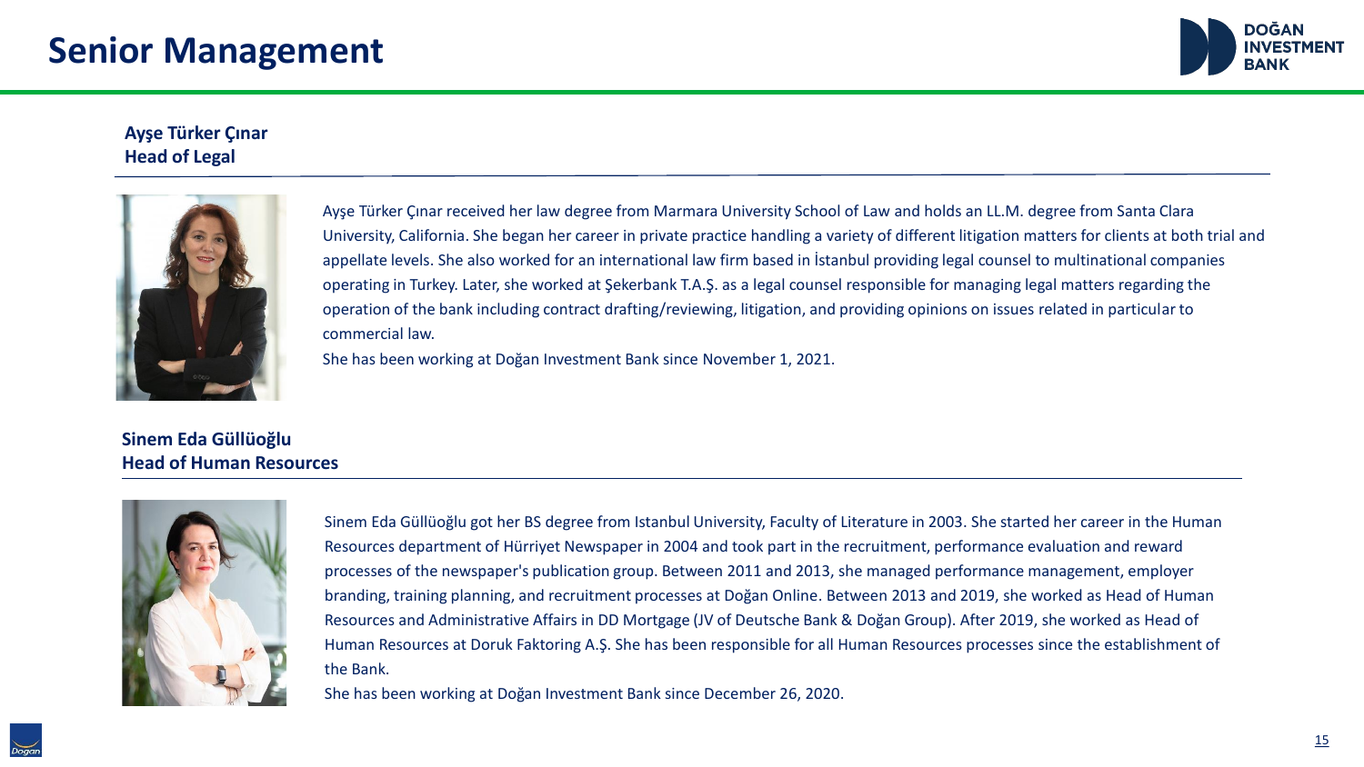# Senior Management

**Ayşe Türker Çınar**
**Head of Legal**

Ayşe Türker Çınar received her law degree from Marmara University School of Law and holds an LL.M. degree from Santa Clara University, California. She began her career in private practice handling a variety of different litigation matters for clients at both trial and appellate levels. She also worked for an international law firm based in İstanbul providing legal counsel to multinational companies operating in Turkey. Later, she worked at Şekerbank T.A.Ş. as a legal counsel responsible for managing legal matters regarding the operation of the bank including contract drafting/reviewing, litigation, and providing opinions on issues related in particular to commercial law.

She has been working at Doğan Investment Bank since November 1, 2021.

**Sinem Eda Güllüoğlu**
**Head of Human Resources**

Sinem Eda Güllüoğlu got her BS degree from Istanbul University, Faculty of Literature in 2003. She started her career in the Human Resources department of Hürriyet Newspaper in 2004 and took part in the recruitment, performance evaluation and reward processes of the newspaper's publication group. Between 2011 and 2013, she managed performance management, employer branding, training planning, and recruitment processes at Doğan Online. Between 2013 and 2019, she worked as Head of Human Resources and Administrative Affairs in DD Mortgage (JV of Deutsche Bank & Doğan Group). After 2019, she worked as Head of Human Resources at Doruk Faktoring A.Ş. She has been responsible for all Human Resources processes since the establishment of the Bank.

She has been working at Doğan Investment Bank since December 26, 2020.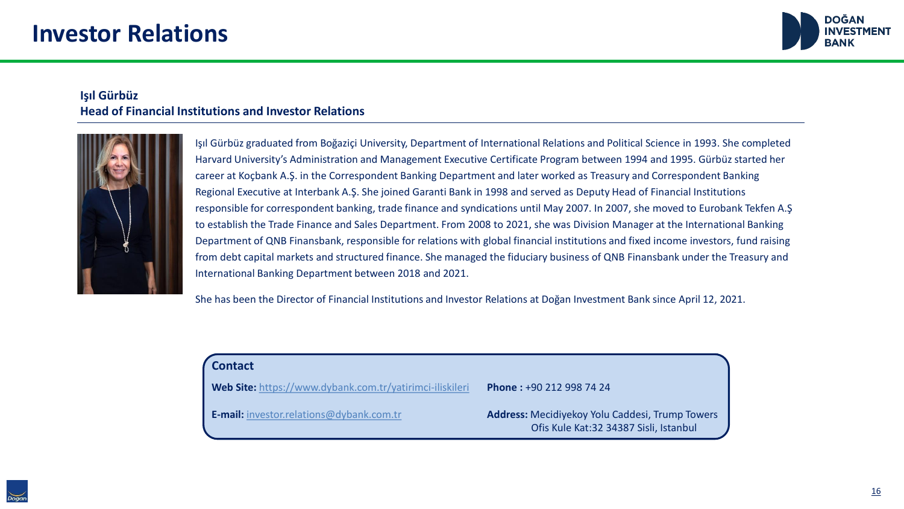# Investor Relations

**Işıl Gürbüz**
**Head of Financial Institutions and Investor Relations**

Işıl Gürbüz graduated from Boğaziçi University, Department of International Relations and Political Science in 1993. She completed Harvard University's Administration and Management Executive Certificate Program between 1994 and 1995. Gürbüz started her career at Koçbank A.Ş. in the Correspondent Banking Department and later worked as Treasury and Correspondent Banking Regional Executive at Interbank A.Ş. She joined Garanti Bank in 1998 and served as Deputy Head of Financial Institutions responsible for correspondent banking, trade finance and syndications until May 2007. In 2007, she moved to Eurobank Tekfen A.Ş to establish the Trade Finance and Sales Department. From 2008 to 2021, she was Division Manager at the International Banking Department of QNB Finansbank, responsible for relations with global financial institutions and fixed income investors, fund raising from debt capital markets and structured finance. She managed the fiduciary business of QNB Finansbank under the Treasury and International Banking Department between 2018 and 2021.

She has been the Director of Financial Institutions and Investor Relations at Doğan Investment Bank since April 12, 2021.

**Contact**

**Web Site:** https://www.dybank.com.tr/yatirimci-iliskileri

**Phone :** +90 212 998 74 24

**E-mail:** investor.relations@dybank.com.tr

**Address:** Mecidiyekoy Yolu Caddesi, Trump Towers Ofis Kule Kat:32 34387 Sisli, Istanbul